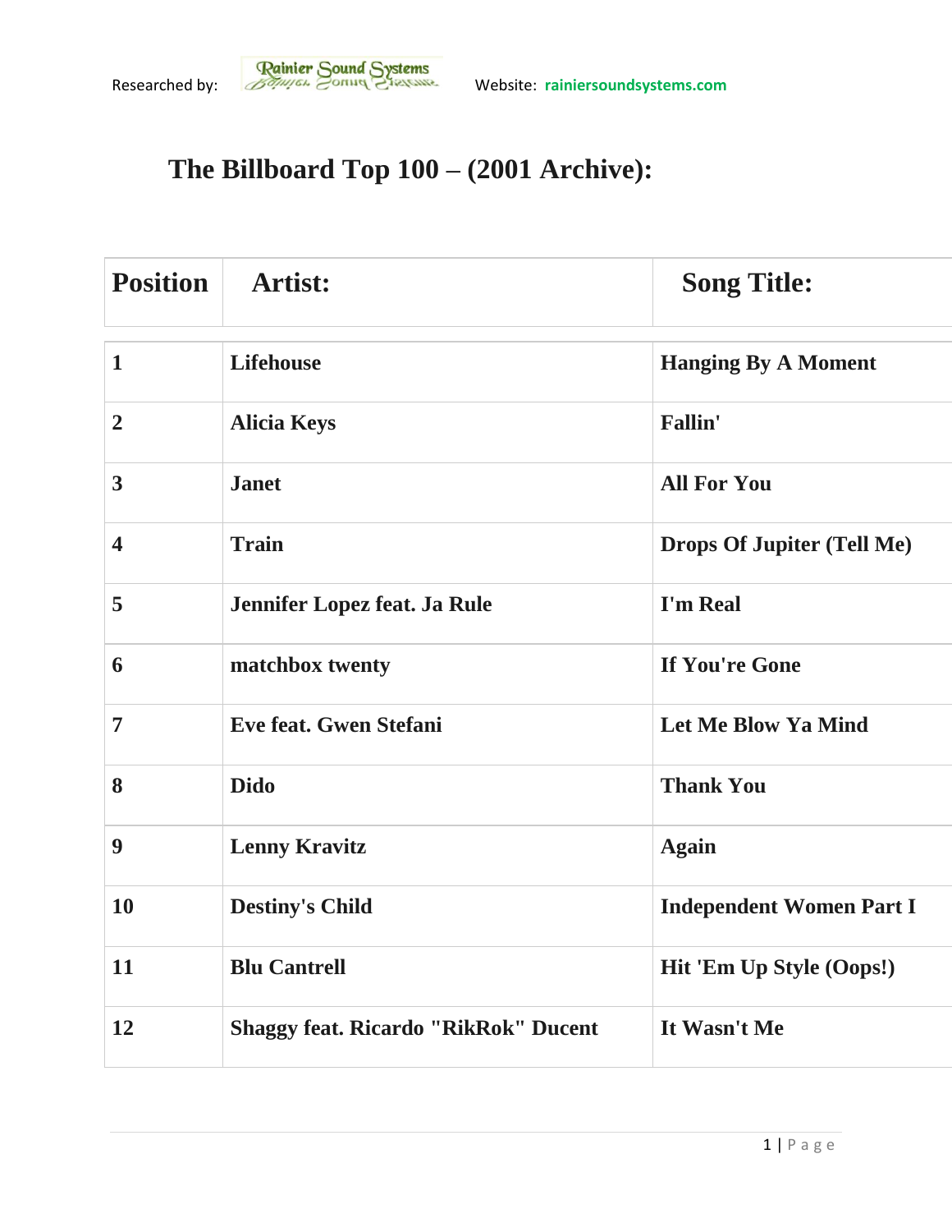Researched by: Rainier Sound Systems Website: rainiersoundsystems.com

# The Billboard Top 100 – (2001 Archive):

| Position | Artist: | Song Title: |
|---|---|---|
| 1 | Lifehouse | Hanging By A Moment |
| 2 | Alicia Keys | Fallin' |
| 3 | Janet | All For You |
| 4 | Train | Drops Of Jupiter (Tell Me) |
| 5 | Jennifer Lopez feat. Ja Rule | I'm Real |
| 6 | matchbox twenty | If You're Gone |
| 7 | Eve feat. Gwen Stefani | Let Me Blow Ya Mind |
| 8 | Dido | Thank You |
| 9 | Lenny Kravitz | Again |
| 10 | Destiny's Child | Independent Women Part I |
| 11 | Blu Cantrell | Hit 'Em Up Style (Oops!) |
| 12 | Shaggy feat. Ricardo "RikRok" Ducent | It Wasn't Me |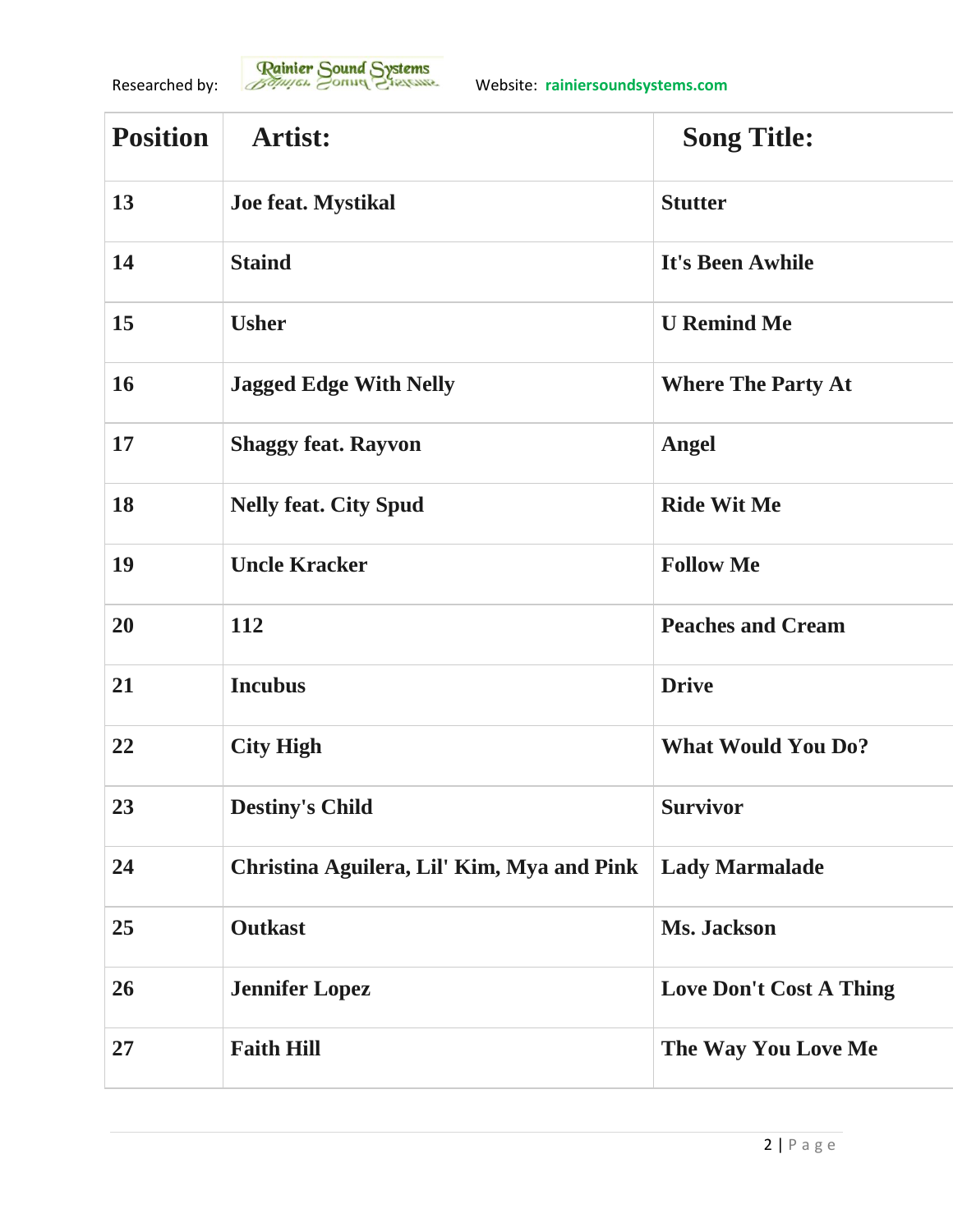Researched by: Rainier Sound Systems Website: rainiersoundsystems.com

| Position | Artist: | Song Title: |
| --- | --- | --- |
| 13 | Joe feat. Mystikal | Stutter |
| 14 | Staind | It's Been Awhile |
| 15 | Usher | U Remind Me |
| 16 | Jagged Edge With Nelly | Where The Party At |
| 17 | Shaggy feat. Rayvon | Angel |
| 18 | Nelly feat. City Spud | Ride Wit Me |
| 19 | Uncle Kracker | Follow Me |
| 20 | 112 | Peaches and Cream |
| 21 | Incubus | Drive |
| 22 | City High | What Would You Do? |
| 23 | Destiny's Child | Survivor |
| 24 | Christina Aguilera, Lil' Kim, Mya and Pink | Lady Marmalade |
| 25 | Outkast | Ms. Jackson |
| 26 | Jennifer Lopez | Love Don't Cost A Thing |
| 27 | Faith Hill | The Way You Love Me |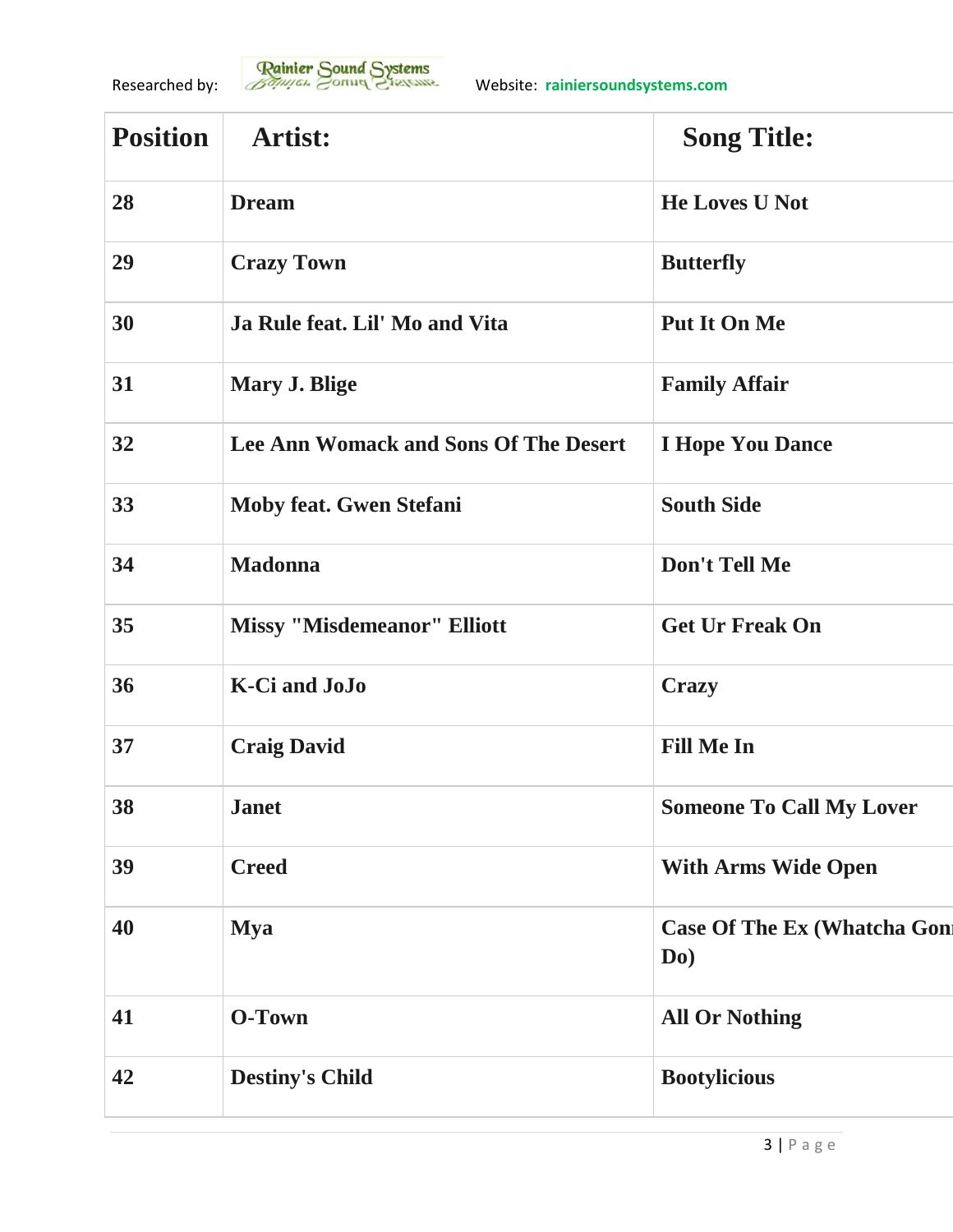| Position | Artist: | Song Title: |
|---|---|---|
| 28 | Dream | He Loves U Not |
| 29 | Crazy Town | Butterfly |
| 30 | Ja Rule feat. Lil' Mo and Vita | Put It On Me |
| 31 | Mary J. Blige | Family Affair |
| 32 | Lee Ann Womack and Sons Of The Desert | I Hope You Dance |
| 33 | Moby feat. Gwen Stefani | South Side |
| 34 | Madonna | Don't Tell Me |
| 35 | Missy "Misdemeanor" Elliott | Get Ur Freak On |
| 36 | K-Ci and JoJo | Crazy |
| 37 | Craig David | Fill Me In |
| 38 | Janet | Someone To Call My Lover |
| 39 | Creed | With Arms Wide Open |
| 40 | Mya | Case Of The Ex (Whatcha Gonn Do) |
| 41 | O-Town | All Or Nothing |
| 42 | Destiny's Child | Bootylicious |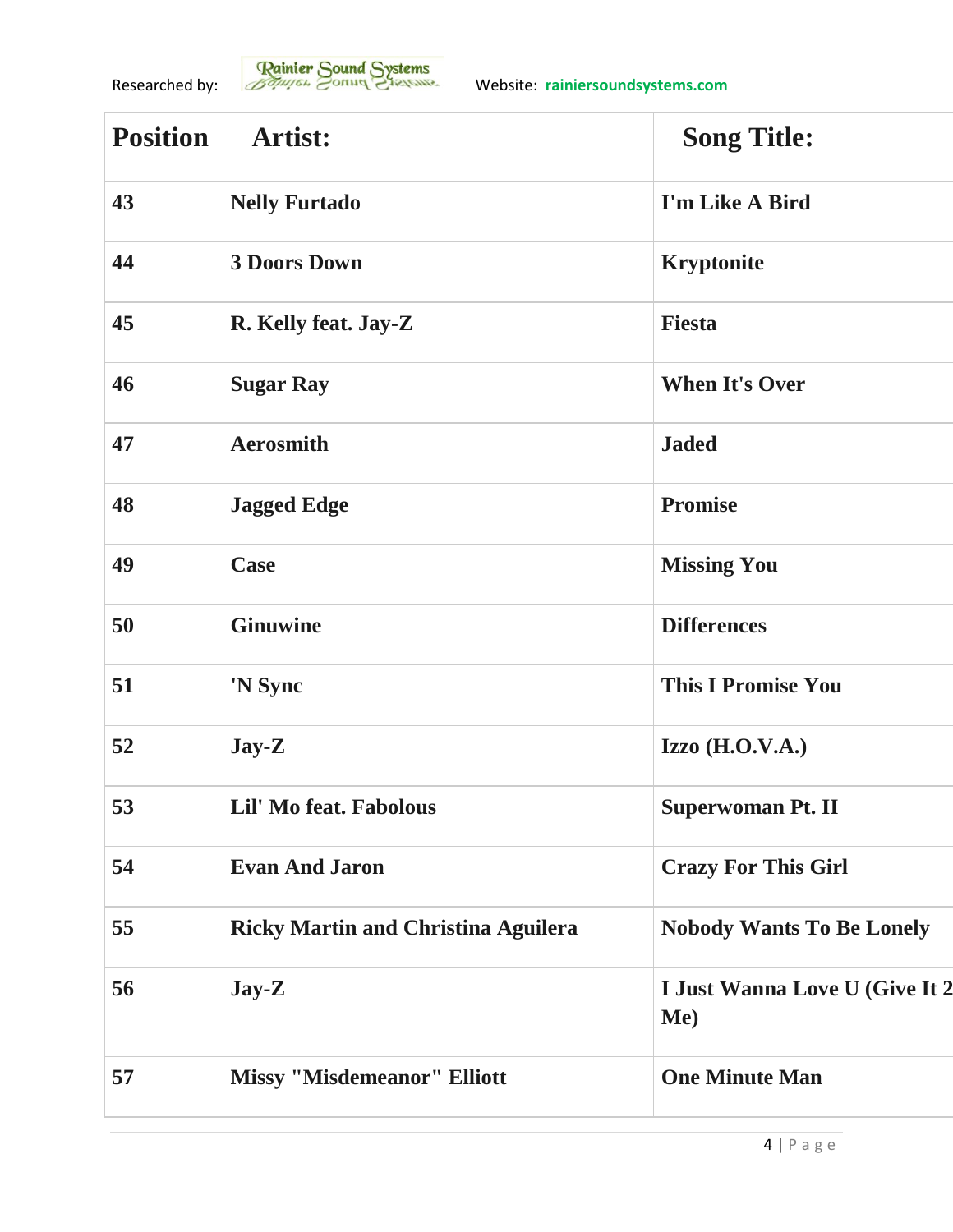Researched by: Rainier Sound Systems Website: rainiersoundsystems.com

| Position | Artist: | Song Title: |
|---|---|---|
| 43 | Nelly Furtado | I'm Like A Bird |
| 44 | 3 Doors Down | Kryptonite |
| 45 | R. Kelly feat. Jay-Z | Fiesta |
| 46 | Sugar Ray | When It's Over |
| 47 | Aerosmith | Jaded |
| 48 | Jagged Edge | Promise |
| 49 | Case | Missing You |
| 50 | Ginuwine | Differences |
| 51 | 'N Sync | This I Promise You |
| 52 | Jay-Z | Izzo (H.O.V.A.) |
| 53 | Lil' Mo feat. Fabolous | Superwoman Pt. II |
| 54 | Evan And Jaron | Crazy For This Girl |
| 55 | Ricky Martin and Christina Aguilera | Nobody Wants To Be Lonely |
| 56 | Jay-Z | I Just Wanna Love U (Give It 2 Me) |
| 57 | Missy "Misdemeanor" Elliott | One Minute Man |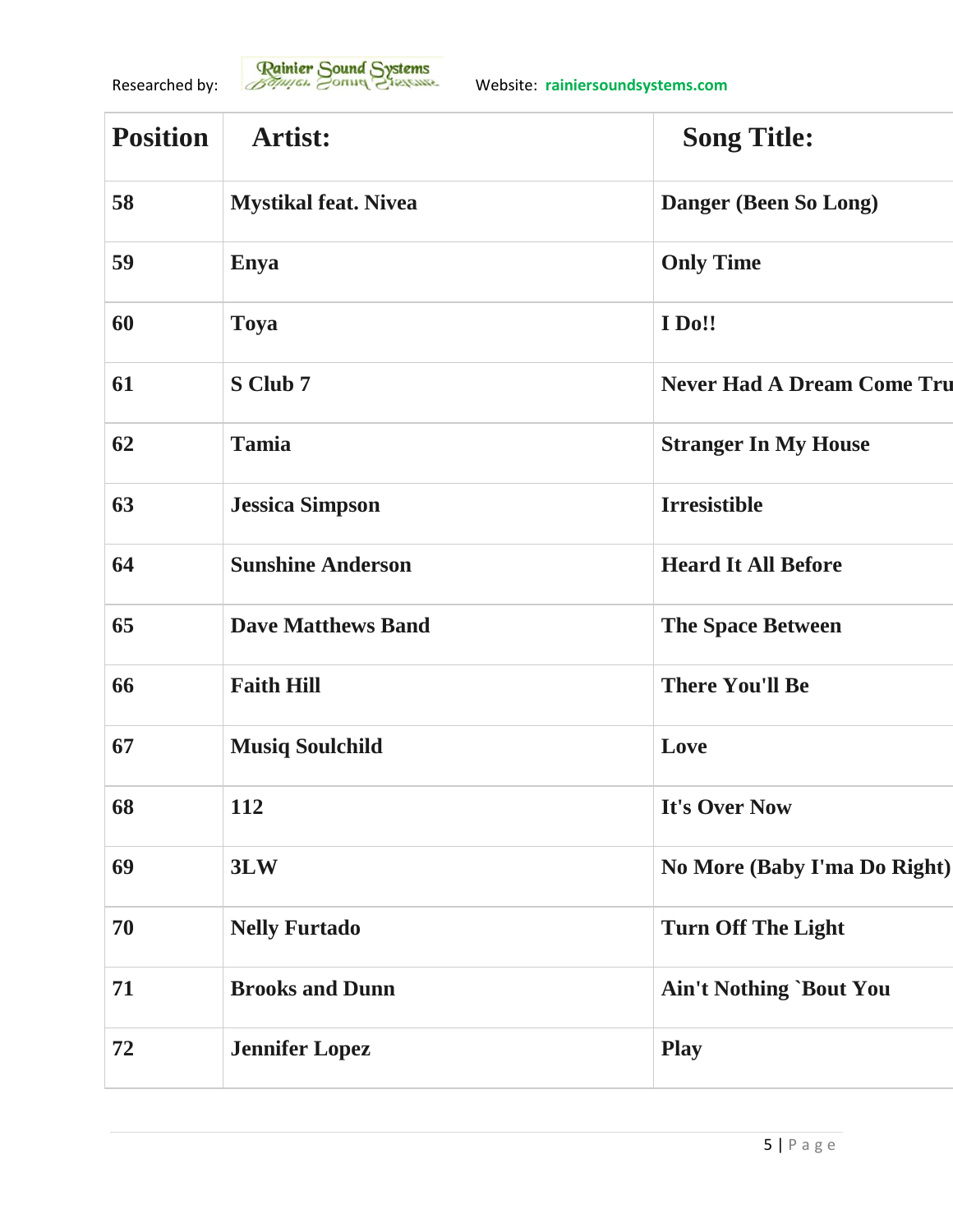Researched by: Rainier Sound Systems Website: rainiersoundsystems.com

| Position | Artist: | Song Title: |
|---|---|---|
| 58 | Mystikal feat. Nivea | Danger (Been So Long) |
| 59 | Enya | Only Time |
| 60 | Toya | I Do!! |
| 61 | S Club 7 | Never Had A Dream Come Tru |
| 62 | Tamia | Stranger In My House |
| 63 | Jessica Simpson | Irresistible |
| 64 | Sunshine Anderson | Heard It All Before |
| 65 | Dave Matthews Band | The Space Between |
| 66 | Faith Hill | There You'll Be |
| 67 | Musiq Soulchild | Love |
| 68 | 112 | It's Over Now |
| 69 | 3LW | No More (Baby I'ma Do Right) |
| 70 | Nelly Furtado | Turn Off The Light |
| 71 | Brooks and Dunn | Ain't Nothing `Bout You |
| 72 | Jennifer Lopez | Play |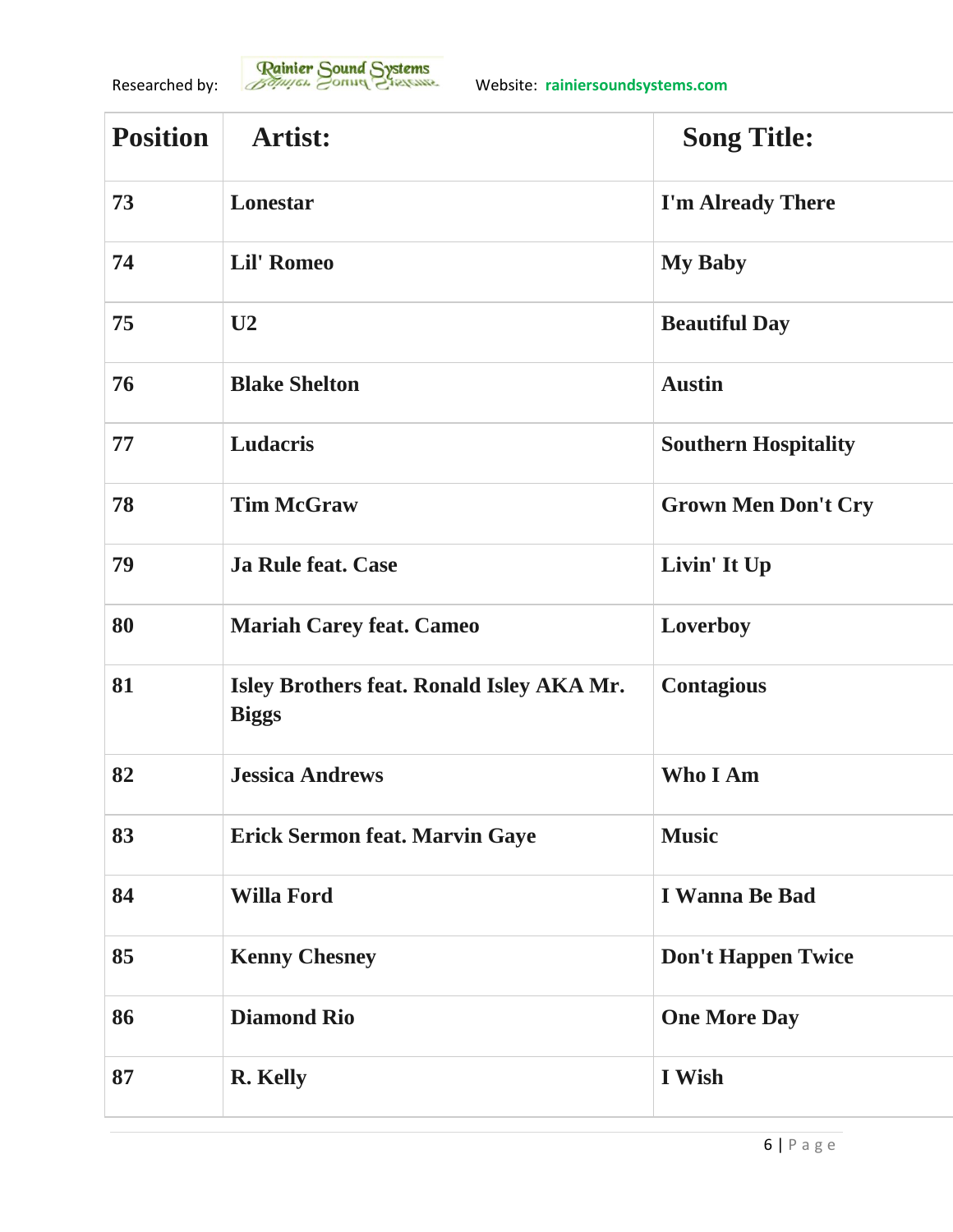Researched by: Rainier Sound Systems Website: rainiersoundsystems.com

| Position | Artist: | Song Title: |
|---|---|---|
| 73 | Lonestar | I'm Already There |
| 74 | Lil' Romeo | My Baby |
| 75 | U2 | Beautiful Day |
| 76 | Blake Shelton | Austin |
| 77 | Ludacris | Southern Hospitality |
| 78 | Tim McGraw | Grown Men Don't Cry |
| 79 | Ja Rule feat. Case | Livin' It Up |
| 80 | Mariah Carey feat. Cameo | Loverboy |
| 81 | Isley Brothers feat. Ronald Isley AKA Mr. Biggs | Contagious |
| 82 | Jessica Andrews | Who I Am |
| 83 | Erick Sermon feat. Marvin Gaye | Music |
| 84 | Willa Ford | I Wanna Be Bad |
| 85 | Kenny Chesney | Don't Happen Twice |
| 86 | Diamond Rio | One More Day |
| 87 | R. Kelly | I Wish |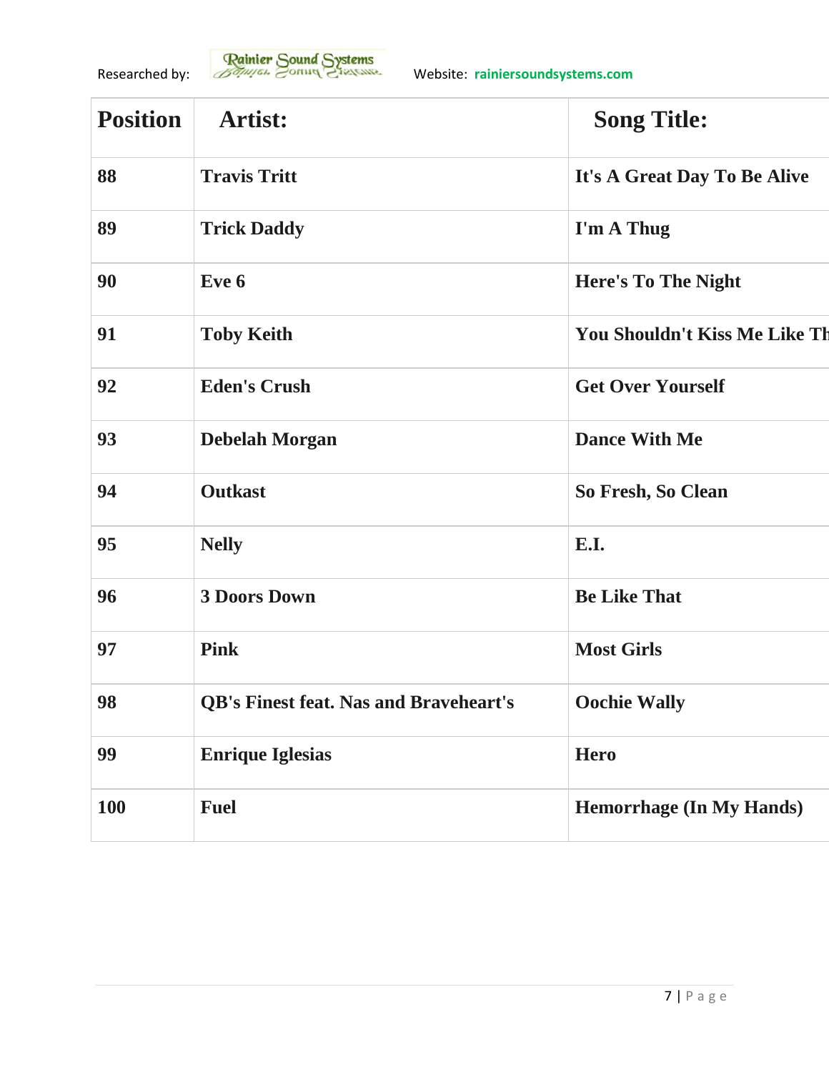Researched by: Rainier Sound Systems Website: rainiersoundsystems.com

| Position | Artist: | Song Title: |
|---|---|---|
| 88 | Travis Tritt | It's A Great Day To Be Alive |
| 89 | Trick Daddy | I'm A Thug |
| 90 | Eve 6 | Here's To The Night |
| 91 | Toby Keith | You Shouldn't Kiss Me Like Th |
| 92 | Eden's Crush | Get Over Yourself |
| 93 | Debelah Morgan | Dance With Me |
| 94 | Outkast | So Fresh, So Clean |
| 95 | Nelly | E.I. |
| 96 | 3 Doors Down | Be Like That |
| 97 | Pink | Most Girls |
| 98 | QB's Finest feat. Nas and Braveheart's | Oochie Wally |
| 99 | Enrique Iglesias | Hero |
| 100 | Fuel | Hemorrhage (In My Hands) |